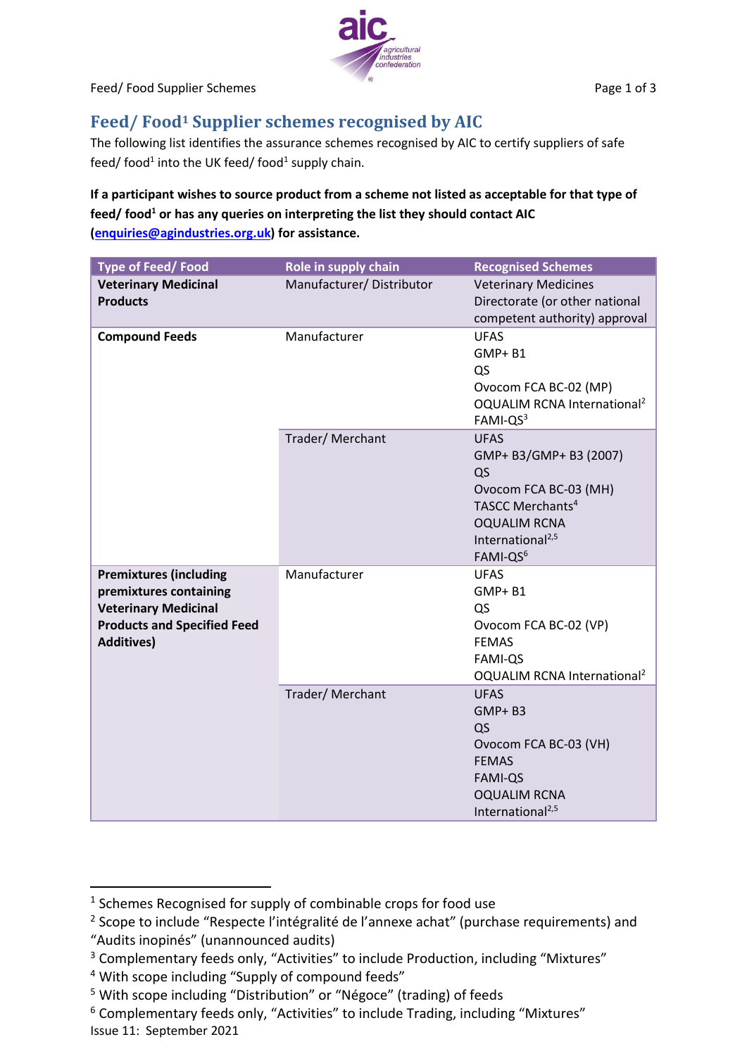# Feed/ Food[1] Supplier schemes recognised by AIC

The following list identifies the assurance schemes recognised by AIC to certify suppliers of safe feed/ food[1] into the UK feed/ food[1] supply chain.

**If a participant wishes to source product from a scheme not listed as acceptable for that type of feed/ food[1] or has any queries on interpreting the list they should contact AIC (enquiries@agindustries.org.uk) for assistance.**

| Type of Feed/ Food | Role in supply chain | Recognised Schemes |
|---|---|---|
| **Veterinary Medicinal Products** | Manufacturer/ Distributor | Veterinary Medicines Directorate (or other national competent authority) approval |
| **Compound Feeds** | Manufacturer | UFAS<br>GMP+ B1<br>QS<br>Ovocom FCA BC-02 (MP)<br>OQUALIM RCNA International[2]<br>FAMI-QS[3] |
| | Trader/ Merchant | UFAS<br>GMP+ B3/GMP+ B3 (2007)<br>QS<br>Ovocom FCA BC-03 (MH)<br>TASCC Merchants[4]<br>OQUALIM RCNA International[2,5]<br>FAMI-QS[6] |
| **Premixtures (including premixtures containing Veterinary Medicinal Products and Specified Feed Additives)** | Manufacturer | UFAS<br>GMP+ B1<br>QS<br>Ovocom FCA BC-02 (VP)<br>FEMAS<br>FAMI-QS<br>OQUALIM RCNA International[2] |
| | Trader/ Merchant | UFAS<br>GMP+ B3<br>QS<br>Ovocom FCA BC-03 (VH)<br>FEMAS<br>FAMI-QS<br>OQUALIM RCNA International[2,5] |

[1] Schemes Recognised for supply of combinable crops for food use

[2] Scope to include "Respecte l'intégralité de l'annexe achat" (purchase requirements) and "Audits inopinés" (unannounced audits)

[3] Complementary feeds only, "Activities" to include Production, including "Mixtures"

[4] With scope including "Supply of compound feeds"

[5] With scope including "Distribution" or "Négoce" (trading) of feeds

[6] Complementary feeds only, "Activities" to include Trading, including "Mixtures"

Issue 11: September 2021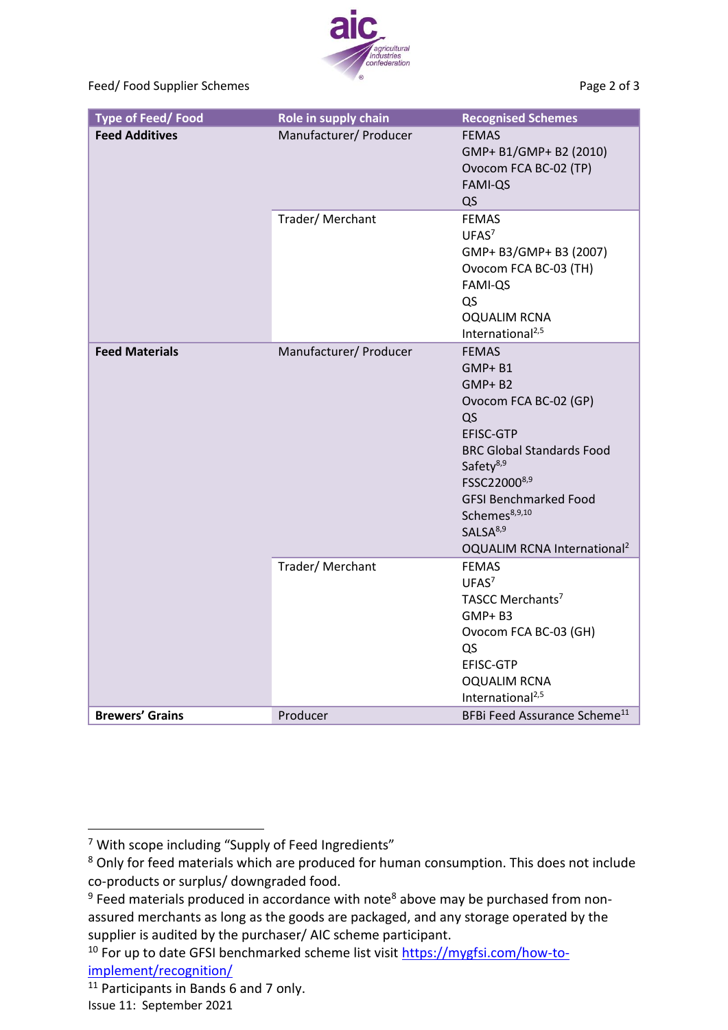| Type of Feed/ Food | Role in supply chain | Recognised Schemes |
|---|---|---|
| **Feed Additives** | Manufacturer/ Producer | FEMAS<br>GMP+ B1/GMP+ B2 (2010)<br>Ovocom FCA BC-02 (TP)<br>FAMI-QS<br>QS |
| | Trader/ Merchant | FEMAS<br>UFAS[7]<br>GMP+ B3/GMP+ B3 (2007)<br>Ovocom FCA BC-03 (TH)<br>FAMI-QS<br>QS<br>OQUALIM RCNA International[2,5] |
| **Feed Materials** | Manufacturer/ Producer | FEMAS<br>GMP+ B1<br>GMP+ B2<br>Ovocom FCA BC-02 (GP)<br>QS<br>EFISC-GTP<br>BRC Global Standards Food Safety[8,9]<br>FSSC22000[8,9]<br>GFSI Benchmarked Food Schemes[8,9,10]<br>SALSA[8,9]<br>OQUALIM RCNA International[2] |
| | Trader/ Merchant | FEMAS<br>UFAS[7]<br>TASCC Merchants[7]<br>GMP+ B3<br>Ovocom FCA BC-03 (GH)<br>QS<br>EFISC-GTP<br>OQUALIM RCNA International[2,5] |
| **Brewers' Grains** | Producer | BFBi Feed Assurance Scheme[11] |

---

[7] With scope including "Supply of Feed Ingredients"

[8] Only for feed materials which are produced for human consumption. This does not include co-products or surplus/ downgraded food.

[9] Feed materials produced in accordance with note[8] above may be purchased from non-assured merchants as long as the goods are packaged, and any storage operated by the supplier is audited by the purchaser/ AIC scheme participant.

[10] For up to date GFSI benchmarked scheme list visit https://mygfsi.com/how-to-implement/recognition/

[11] Participants in Bands 6 and 7 only.

Issue 11: September 2021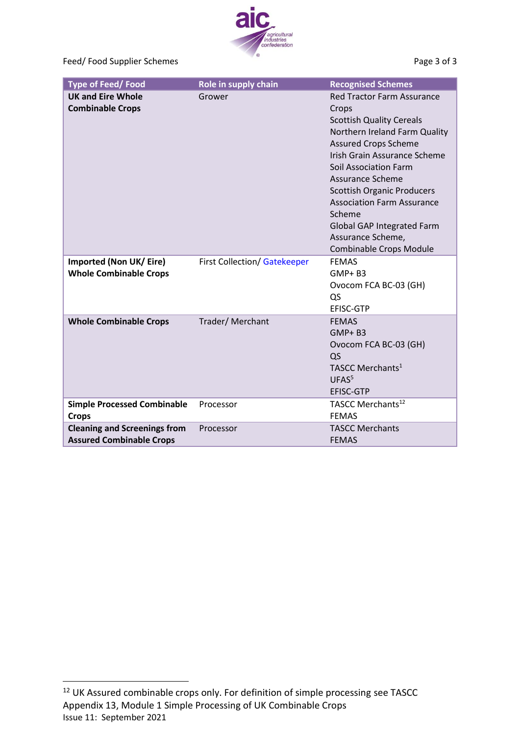| Type of Feed/ Food | Role in supply chain | Recognised Schemes |
|---|---|---|
| **UK and Eire Whole Combinable Crops** | Grower | Red Tractor Farm Assurance Crops<br>Scottish Quality Cereals<br>Northern Ireland Farm Quality Assured Crops Scheme<br>Irish Grain Assurance Scheme<br>Soil Association Farm Assurance Scheme<br>Scottish Organic Producers Association Farm Assurance Scheme<br>Global GAP Integrated Farm Assurance Scheme, Combinable Crops Module |
| **Imported (Non UK/ Eire) Whole Combinable Crops** | First Collection/ Gatekeeper | FEMAS<br>GMP+ B3<br>Ovocom FCA BC-03 (GH)<br>QS<br>EFISC-GTP |
| **Whole Combinable Crops** | Trader/ Merchant | FEMAS<br>GMP+ B3<br>Ovocom FCA BC-03 (GH)<br>QS<br>TASCC Merchants[1]<br>UFAS[5]<br>EFISC-GTP |
| **Simple Processed Combinable Crops** | Processor | TASCC Merchants[12]<br>FEMAS |
| **Cleaning and Screenings from Assured Combinable Crops** | Processor | TASCC Merchants<br>FEMAS |

[12] UK Assured combinable crops only. For definition of simple processing see TASCC Appendix 13, Module 1 Simple Processing of UK Combinable Crops

Issue 11: September 2021